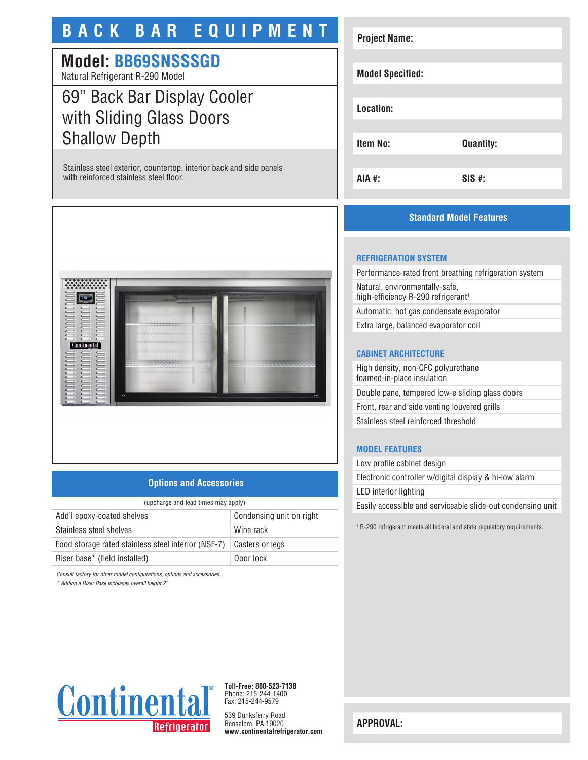# BACK BAR EQUIPMENT

## Model: BB69SNSSSGD

Natural Refrigerant R-290 Model

### 69" Back Bar Display Cooler with Sliding Glass Doors Shallow Depth

Stainless steel exterior, countertop, interior back and side panels with reinforced stainless steel floor.

| | |
|---|---|
| **Project Name:** | |
| **Model Specified:** | |
| **Location:** | |
| **Item No:** | **Quantity:** |
| **AIA #:** | **SIS #:** |

## Standard Model Features

### REFRIGERATION SYSTEM

- Performance-rated front breathing refrigeration system
- Natural, environmentally-safe, high-efficiency R-290 refrigerant[1]
- Automatic, hot gas condensate evaporator
- Extra large, balanced evaporator coil

### CABINET ARCHITECTURE

- High density, non-CFC polyurethane foamed-in-place insulation
- Double pane, tempered low-e sliding glass doors
- Front, rear and side venting louvered grills
- Stainless steel reinforced threshold

### MODEL FEATURES

- Low profile cabinet design
- Electronic controller w/digital display & hi-low alarm
- LED interior lighting
- Easily accessible and serviceable slide-out condensing unit

[1] R-290 refrigerant meets all federal and state regulatory requirements.

## Options and Accessories

(upcharge and lead times may apply)

| | |
|---|---|
| Add'l epoxy-coated shelves | Condensing unit on right |
| Stainless steel shelves | Wine rack |
| Food storage rated stainless steel interior (NSF-7) | Casters or legs |
| Riser base* (field installed) | Door lock |

*Consult factory for other model configurations, options and accessories.*

*\* Adding a Riser Base increases overall height 2"*

Continental Refrigerator

**Toll-Free: 800-523-7138**
Phone: 215-244-1400
Fax: 215-244-9579

539 Dunksferry Road
Bensalem, PA 19020
**www.continentalrefrigerator.com**

**APPROVAL:**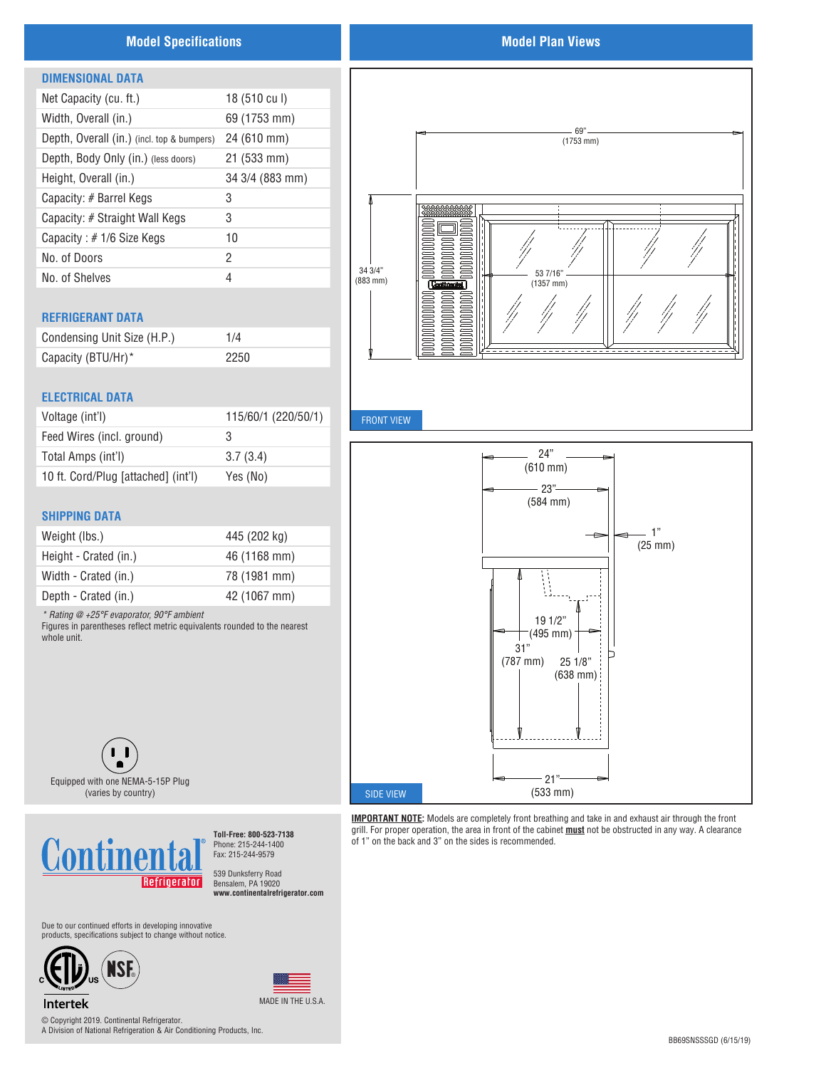## Model Specifications

### DIMENSIONAL DATA

| | |
|---|---|
| Net Capacity (cu. ft.) | 18 (510 cu l) |
| Width, Overall (in.) | 69 (1753 mm) |
| Depth, Overall (in.) (incl. top & bumpers) | 24 (610 mm) |
| Depth, Body Only (in.) (less doors) | 21 (533 mm) |
| Height, Overall (in.) | 34 3/4 (883 mm) |
| Capacity: # Barrel Kegs | 3 |
| Capacity: # Straight Wall Kegs | 3 |
| Capacity : # 1/6 Size Kegs | 10 |
| No. of Doors | 2 |
| No. of Shelves | 4 |

### REFRIGERANT DATA

| | |
|---|---|
| Condensing Unit Size (H.P.) | 1/4 |
| Capacity (BTU/Hr)* | 2250 |

### ELECTRICAL DATA

| | |
|---|---|
| Voltage (int'l) | 115/60/1 (220/50/1) |
| Feed Wires (incl. ground) | 3 |
| Total Amps (int'l) | 3.7 (3.4) |
| 10 ft. Cord/Plug [attached] (int'l) | Yes (No) |

### SHIPPING DATA

| | |
|---|---|
| Weight (lbs.) | 445 (202 kg) |
| Height - Crated (in.) | 46 (1168 mm) |
| Width - Crated (in.) | 78 (1981 mm) |
| Depth - Crated (in.) | 42 (1067 mm) |

*\* Rating @ +25°F evaporator, 90°F ambient*

Figures in parentheses reflect metric equivalents rounded to the nearest whole unit.

Equipped with one NEMA-5-15P Plug (varies by country)

Continental Refrigerator

**Toll-Free: 800-523-7138**
Phone: 215-244-1400
Fax: 215-244-9579

539 Dunksferry Road
Bensalem, PA 19020
**www.continentalrefrigerator.com**

Due to our continued efforts in developing innovative products, specifications subject to change without notice.

Intertek

MADE IN THE U.S.A.

© Copyright 2019. Continental Refrigerator.
A Division of National Refrigeration & Air Conditioning Products, Inc.

## Model Plan Views

FRONT VIEW

69" (1753 mm)
34 3/4" (883 mm)
53 7/16" (1357 mm)

SIDE VIEW

24" (610 mm)
23" (584 mm)
1" (25 mm)
19 1/2" (495 mm)
31" (787 mm)
25 1/8" (638 mm)
21" (533 mm)

**IMPORTANT NOTE:** Models are completely front breathing and take in and exhaust air through the front grill. For proper operation, the area in front of the cabinet **must** not be obstructed in any way. A clearance of 1" on the back and 3" on the sides is recommended.

BB69SNSSSGD (6/15/19)